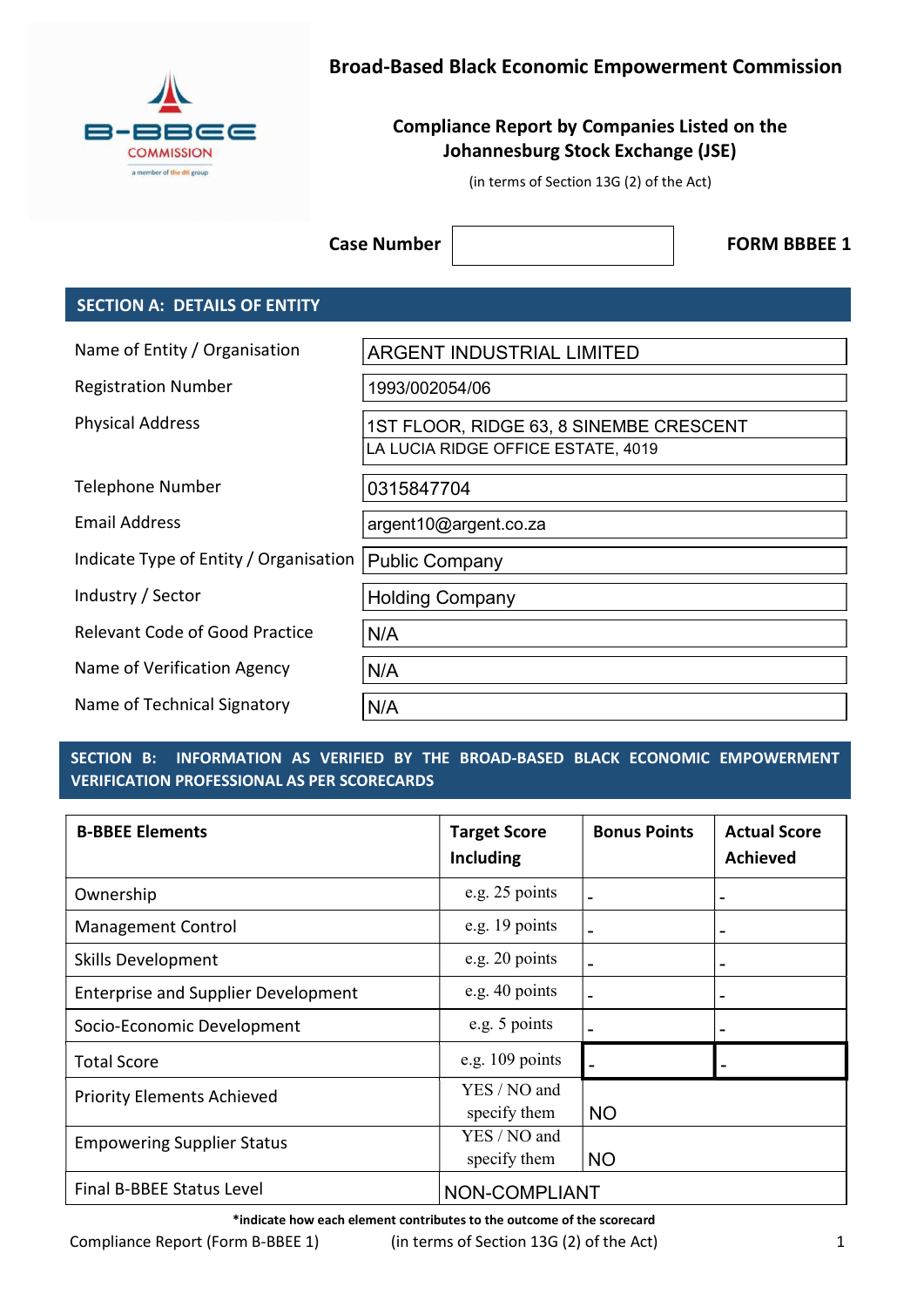# Broad-Based Black Economic Empowerment Commission

## Compliance Report by Companies Listed on the Johannesburg Stock Exchange (JSE)

(in terms of Section 13G (2) of the Act)

**Case Number** | | **FORM BBBEE 1**

## SECTION A: DETAILS OF ENTITY

| | |
|---|---|
| Name of Entity / Organisation | ARGENT INDUSTRIAL LIMITED |
| Registration Number | 1993/002054/06 |
| Physical Address | 1ST FLOOR, RIDGE 63, 8 SINEMBE CRESCENT<br>LA LUCIA RIDGE OFFICE ESTATE, 4019 |
| Telephone Number | 0315847704 |
| Email Address | argent10@argent.co.za |
| Indicate Type of Entity / Organisation | Public Company |
| Industry / Sector | Holding Company |
| Relevant Code of Good Practice | N/A |
| Name of Verification Agency | N/A |
| Name of Technical Signatory | N/A |

## SECTION B: INFORMATION AS VERIFIED BY THE BROAD-BASED BLACK ECONOMIC EMPOWERMENT VERIFICATION PROFESSIONAL AS PER SCORECARDS

| B-BBEE Elements | Target Score Including | Bonus Points | Actual Score Achieved |
|---|---|---|---|
| Ownership | e.g. 25 points | - | - |
| Management Control | e.g. 19 points | - | - |
| Skills Development | e.g. 20 points | - | - |
| Enterprise and Supplier Development | e.g. 40 points | - | - |
| Socio-Economic Development | e.g. 5 points | - | - |
| Total Score | e.g. 109 points | - | - |
| Priority Elements Achieved | YES / NO and specify them | NO | |
| Empowering Supplier Status | YES / NO and specify them | NO | |
| Final B-BBEE Status Level | NON-COMPLIANT | | |

**\*indicate how each element contributes to the outcome of the scorecard**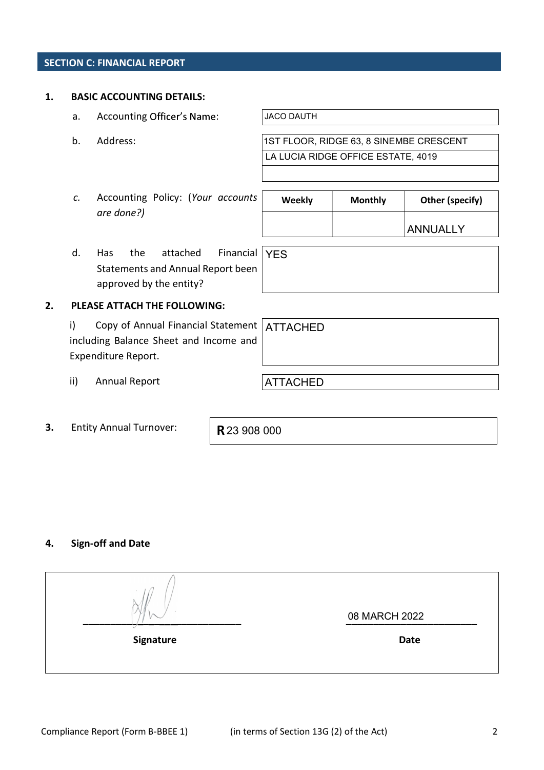## SECTION C: FINANCIAL REPORT

**1. BASIC ACCOUNTING DETAILS:**

a. Accounting Officer's Name: JACO DAUTH

b. Address: 1ST FLOOR, RIDGE 63, 8 SINEMBE CRESCENT
LA LUCIA RIDGE OFFICE ESTATE, 4019

c. *Accounting Policy: (Your accounts are done?)*

| Weekly | Monthly | Other (specify) |
|---|---|---|
| | | ANNUALLY |

d. Has the attached Financial Statements and Annual Report been approved by the entity? YES

**2. PLEASE ATTACH THE FOLLOWING:**

i) Copy of Annual Financial Statement including Balance Sheet and Income and Expenditure Report. ATTACHED

ii) Annual Report ATTACHED

**3.** Entity Annual Turnover: **R** 23 908 000

**4. Sign-off and Date**

| | |
|---|---|
| [signature] | 08 MARCH 2022 |
| **Signature** | **Date** |

Compliance Report (Form B-BBEE 1) (in terms of Section 13G (2) of the Act)